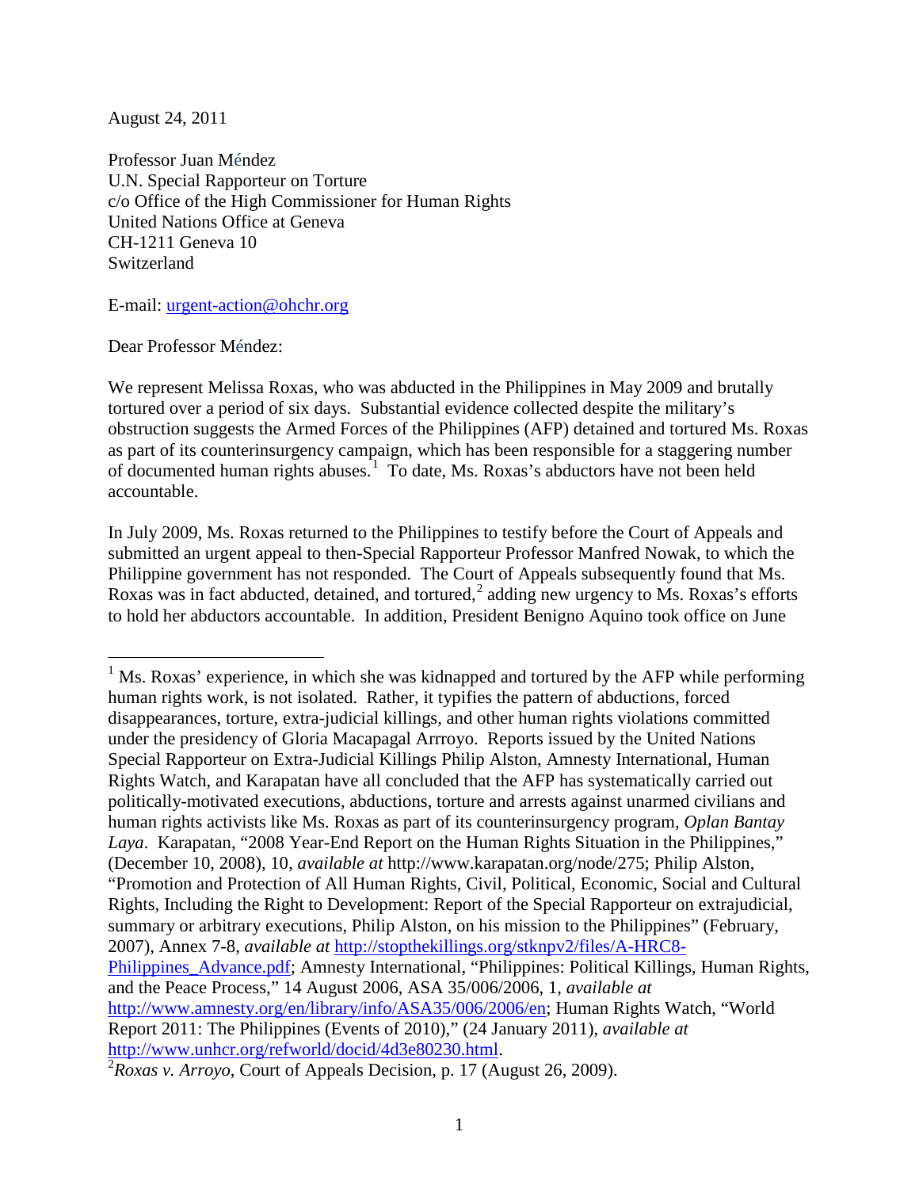August 24, 2011

Professor Juan Méndez
U.N. Special Rapporteur on Torture
c/o Office of the High Commissioner for Human Rights
United Nations Office at Geneva
CH-1211 Geneva 10
Switzerland

E-mail: urgent-action@ohchr.org

Dear Professor Méndez:

We represent Melissa Roxas, who was abducted in the Philippines in May 2009 and brutally tortured over a period of six days. Substantial evidence collected despite the military's obstruction suggests the Armed Forces of the Philippines (AFP) detained and tortured Ms. Roxas as part of its counterinsurgency campaign, which has been responsible for a staggering number of documented human rights abuses.[1] To date, Ms. Roxas's abductors have not been held accountable.

In July 2009, Ms. Roxas returned to the Philippines to testify before the Court of Appeals and submitted an urgent appeal to then-Special Rapporteur Professor Manfred Nowak, to which the Philippine government has not responded. The Court of Appeals subsequently found that Ms. Roxas was in fact abducted, detained, and tortured,[2] adding new urgency to Ms. Roxas's efforts to hold her abductors accountable. In addition, President Benigno Aquino took office on June

---

[1] Ms. Roxas' experience, in which she was kidnapped and tortured by the AFP while performing human rights work, is not isolated. Rather, it typifies the pattern of abductions, forced disappearances, torture, extra-judicial killings, and other human rights violations committed under the presidency of Gloria Macapagal Arrroyo. Reports issued by the United Nations Special Rapporteur on Extra-Judicial Killings Philip Alston, Amnesty International, Human Rights Watch, and Karapatan have all concluded that the AFP has systematically carried out politically-motivated executions, abductions, torture and arrests against unarmed civilians and human rights activists like Ms. Roxas as part of its counterinsurgency program, *Oplan Bantay Laya*. Karapatan, "2008 Year-End Report on the Human Rights Situation in the Philippines," (December 10, 2008), 10, *available at* http://www.karapatan.org/node/275; Philip Alston, "Promotion and Protection of All Human Rights, Civil, Political, Economic, Social and Cultural Rights, Including the Right to Development: Report of the Special Rapporteur on extrajudicial, summary or arbitrary executions, Philip Alston, on his mission to the Philippines" (February, 2007), Annex 7-8, *available at* http://stopthekillings.org/stknpv2/files/A-HRC8-Philippines_Advance.pdf; Amnesty International, "Philippines: Political Killings, Human Rights, and the Peace Process," 14 August 2006, ASA 35/006/2006, 1, *available at* http://www.amnesty.org/en/library/info/ASA35/006/2006/en; Human Rights Watch, "World Report 2011: The Philippines (Events of 2010)," (24 January 2011), *available at* http://www.unhcr.org/refworld/docid/4d3e80230.html.

[2] *Roxas v. Arroyo*, Court of Appeals Decision, p. 17 (August 26, 2009).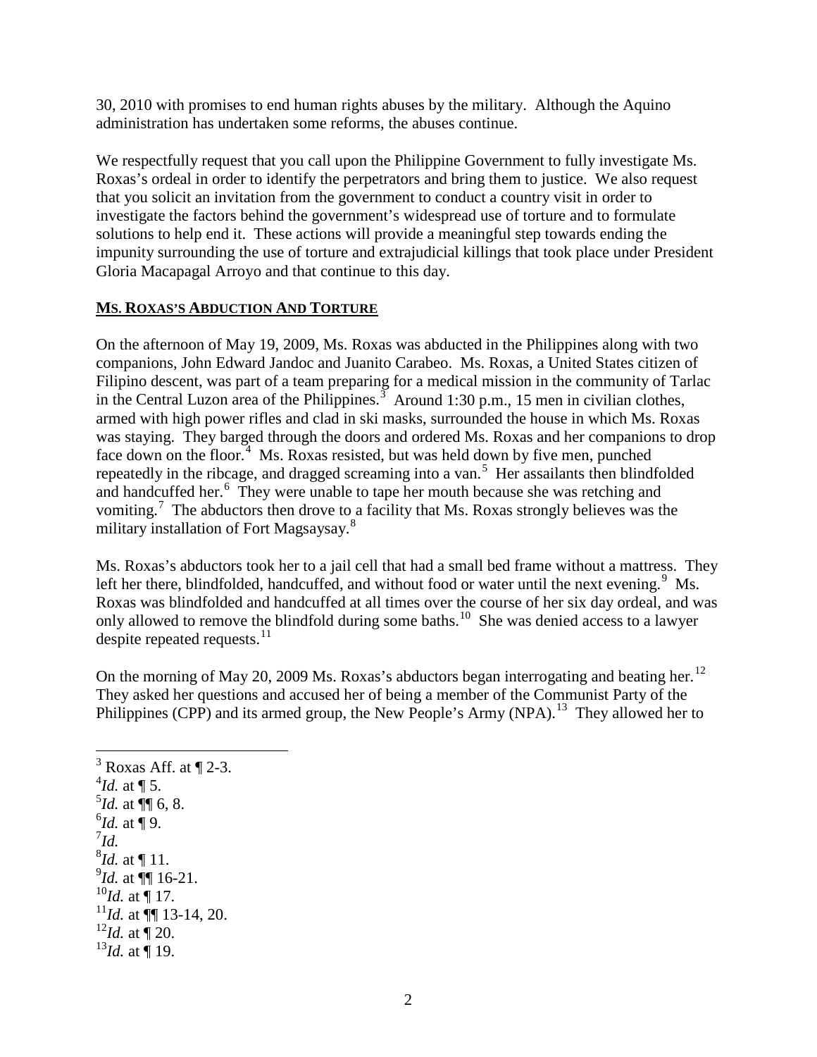30, 2010 with promises to end human rights abuses by the military. Although the Aquino administration has undertaken some reforms, the abuses continue.

We respectfully request that you call upon the Philippine Government to fully investigate Ms. Roxas's ordeal in order to identify the perpetrators and bring them to justice. We also request that you solicit an invitation from the government to conduct a country visit in order to investigate the factors behind the government's widespread use of torture and to formulate solutions to help end it. These actions will provide a meaningful step towards ending the impunity surrounding the use of torture and extrajudicial killings that took place under President Gloria Macapagal Arroyo and that continue to this day.

## MS. ROXAS'S ABDUCTION AND TORTURE

On the afternoon of May 19, 2009, Ms. Roxas was abducted in the Philippines along with two companions, John Edward Jandoc and Juanito Carabeo. Ms. Roxas, a United States citizen of Filipino descent, was part of a team preparing for a medical mission in the community of Tarlac in the Central Luzon area of the Philippines.[3] Around 1:30 p.m., 15 men in civilian clothes, armed with high power rifles and clad in ski masks, surrounded the house in which Ms. Roxas was staying. They barged through the doors and ordered Ms. Roxas and her companions to drop face down on the floor.[4] Ms. Roxas resisted, but was held down by five men, punched repeatedly in the ribcage, and dragged screaming into a van.[5] Her assailants then blindfolded and handcuffed her.[6] They were unable to tape her mouth because she was retching and vomiting.[7] The abductors then drove to a facility that Ms. Roxas strongly believes was the military installation of Fort Magsaysay.[8]

Ms. Roxas's abductors took her to a jail cell that had a small bed frame without a mattress. They left her there, blindfolded, handcuffed, and without food or water until the next evening.[9] Ms. Roxas was blindfolded and handcuffed at all times over the course of her six day ordeal, and was only allowed to remove the blindfold during some baths.[10] She was denied access to a lawyer despite repeated requests.[11]

On the morning of May 20, 2009 Ms. Roxas's abductors began interrogating and beating her.[12] They asked her questions and accused her of being a member of the Communist Party of the Philippines (CPP) and its armed group, the New People's Army (NPA).[13] They allowed her to

---

[3] Roxas Aff. at ¶ 2-3.
[4] *Id.* at ¶ 5.
[5] *Id.* at ¶¶ 6, 8.
[6] *Id.* at ¶ 9.
[7] *Id.*
[8] *Id.* at ¶ 11.
[9] *Id.* at ¶¶ 16-21.
[10] *Id.* at ¶ 17.
[11] *Id.* at ¶¶ 13-14, 20.
[12] *Id.* at ¶ 20.
[13] *Id.* at ¶ 19.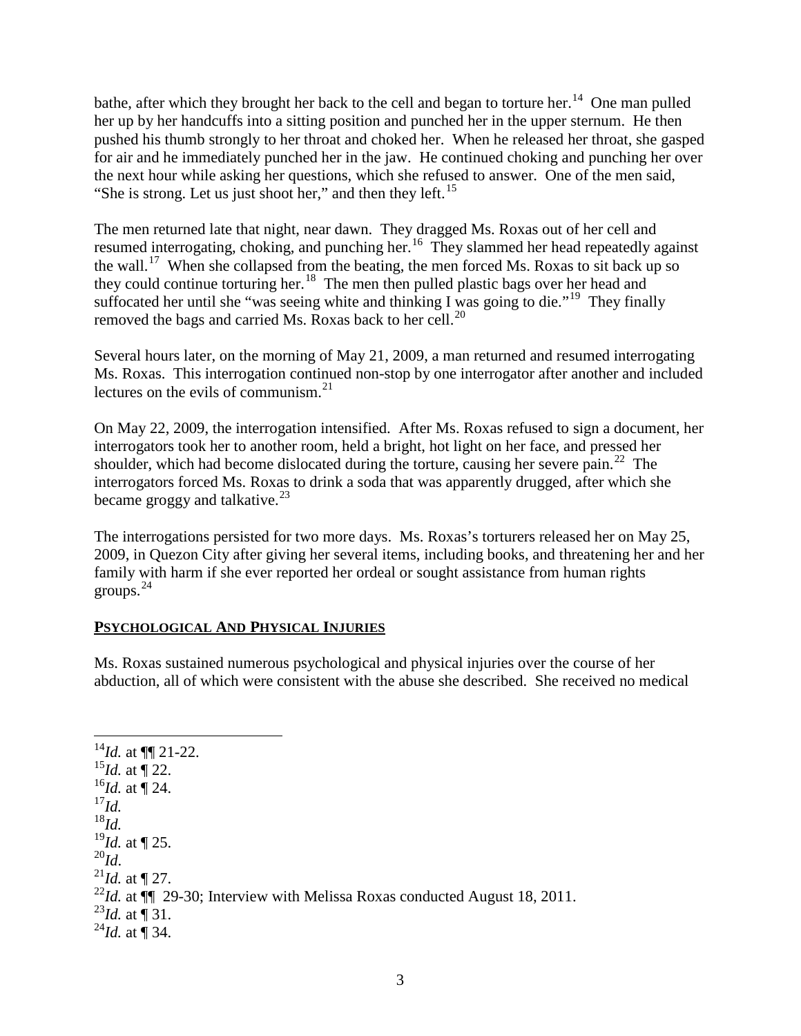bathe, after which they brought her back to the cell and began to torture her.[14] One man pulled her up by her handcuffs into a sitting position and punched her in the upper sternum. He then pushed his thumb strongly to her throat and choked her. When he released her throat, she gasped for air and he immediately punched her in the jaw. He continued choking and punching her over the next hour while asking her questions, which she refused to answer. One of the men said, "She is strong. Let us just shoot her," and then they left.[15]

The men returned late that night, near dawn. They dragged Ms. Roxas out of her cell and resumed interrogating, choking, and punching her.[16] They slammed her head repeatedly against the wall.[17] When she collapsed from the beating, the men forced Ms. Roxas to sit back up so they could continue torturing her.[18] The men then pulled plastic bags over her head and suffocated her until she "was seeing white and thinking I was going to die."[19] They finally removed the bags and carried Ms. Roxas back to her cell.[20]

Several hours later, on the morning of May 21, 2009, a man returned and resumed interrogating Ms. Roxas. This interrogation continued non-stop by one interrogator after another and included lectures on the evils of communism.[21]

On May 22, 2009, the interrogation intensified. After Ms. Roxas refused to sign a document, her interrogators took her to another room, held a bright, hot light on her face, and pressed her shoulder, which had become dislocated during the torture, causing her severe pain.[22] The interrogators forced Ms. Roxas to drink a soda that was apparently drugged, after which she became groggy and talkative.[23]

The interrogations persisted for two more days. Ms. Roxas's torturers released her on May 25, 2009, in Quezon City after giving her several items, including books, and threatening her and her family with harm if she ever reported her ordeal or sought assistance from human rights groups.[24]

**PSYCHOLOGICAL AND PHYSICAL INJURIES**

Ms. Roxas sustained numerous psychological and physical injuries over the course of her abduction, all of which were consistent with the abuse she described. She received no medical

---

[14] *Id.* at ¶¶ 21-22.
[15] *Id.* at ¶ 22.
[16] *Id.* at ¶ 24.
[17] *Id.*
[18] *Id.*
[19] *Id.* at ¶ 25.
[20] *Id*.
[21] *Id.* at ¶ 27.
[22] *Id.* at ¶¶ 29-30; Interview with Melissa Roxas conducted August 18, 2011.
[23] *Id.* at ¶ 31.
[24] *Id.* at ¶ 34.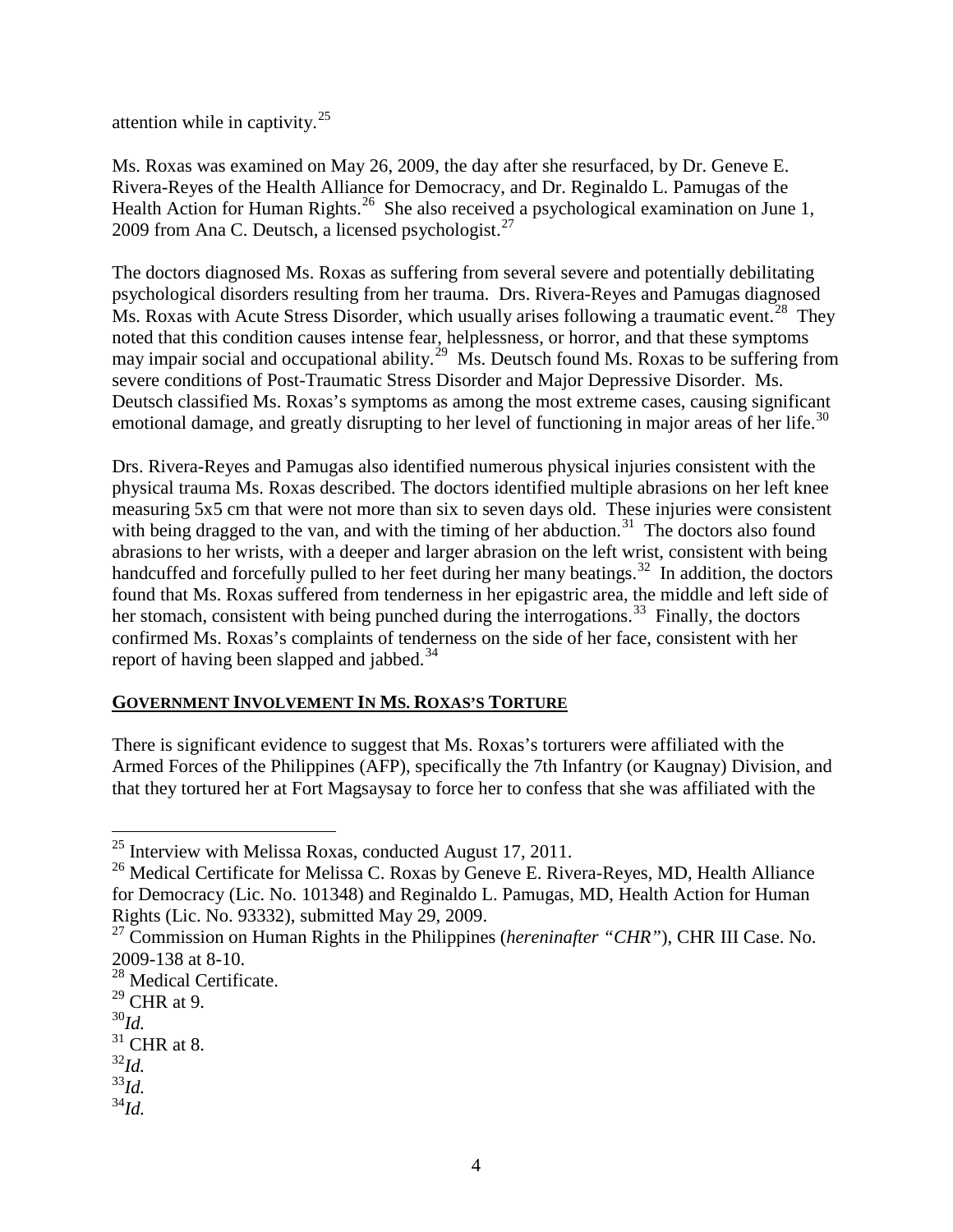attention while in captivity.[25]

Ms. Roxas was examined on May 26, 2009, the day after she resurfaced, by Dr. Geneve E. Rivera-Reyes of the Health Alliance for Democracy, and Dr. Reginaldo L. Pamugas of the Health Action for Human Rights.[26] She also received a psychological examination on June 1, 2009 from Ana C. Deutsch, a licensed psychologist.[27]

The doctors diagnosed Ms. Roxas as suffering from several severe and potentially debilitating psychological disorders resulting from her trauma. Drs. Rivera-Reyes and Pamugas diagnosed Ms. Roxas with Acute Stress Disorder, which usually arises following a traumatic event.[28] They noted that this condition causes intense fear, helplessness, or horror, and that these symptoms may impair social and occupational ability.[29] Ms. Deutsch found Ms. Roxas to be suffering from severe conditions of Post-Traumatic Stress Disorder and Major Depressive Disorder. Ms. Deutsch classified Ms. Roxas's symptoms as among the most extreme cases, causing significant emotional damage, and greatly disrupting to her level of functioning in major areas of her life.[30]

Drs. Rivera-Reyes and Pamugas also identified numerous physical injuries consistent with the physical trauma Ms. Roxas described. The doctors identified multiple abrasions on her left knee measuring 5x5 cm that were not more than six to seven days old. These injuries were consistent with being dragged to the van, and with the timing of her abduction.[31] The doctors also found abrasions to her wrists, with a deeper and larger abrasion on the left wrist, consistent with being handcuffed and forcefully pulled to her feet during her many beatings.[32] In addition, the doctors found that Ms. Roxas suffered from tenderness in her epigastric area, the middle and left side of her stomach, consistent with being punched during the interrogations.[33] Finally, the doctors confirmed Ms. Roxas's complaints of tenderness on the side of her face, consistent with her report of having been slapped and jabbed.[34]

## GOVERNMENT INVOLVEMENT IN MS. ROXAS'S TORTURE

There is significant evidence to suggest that Ms. Roxas's torturers were affiliated with the Armed Forces of the Philippines (AFP), specifically the 7th Infantry (or Kaugnay) Division, and that they tortured her at Fort Magsaysay to force her to confess that she was affiliated with the

---

[25] Interview with Melissa Roxas, conducted August 17, 2011.

[26] Medical Certificate for Melissa C. Roxas by Geneve E. Rivera-Reyes, MD, Health Alliance for Democracy (Lic. No. 101348) and Reginaldo L. Pamugas, MD, Health Action for Human Rights (Lic. No. 93332), submitted May 29, 2009.

[27] Commission on Human Rights in the Philippines (*hereninafter "CHR"*), CHR III Case. No. 2009-138 at 8-10.

[28] Medical Certificate.

[29] CHR at 9.

[30] *Id.*

[31] CHR at 8.

[32] *Id.*

[33] *Id.*

[34] *Id.*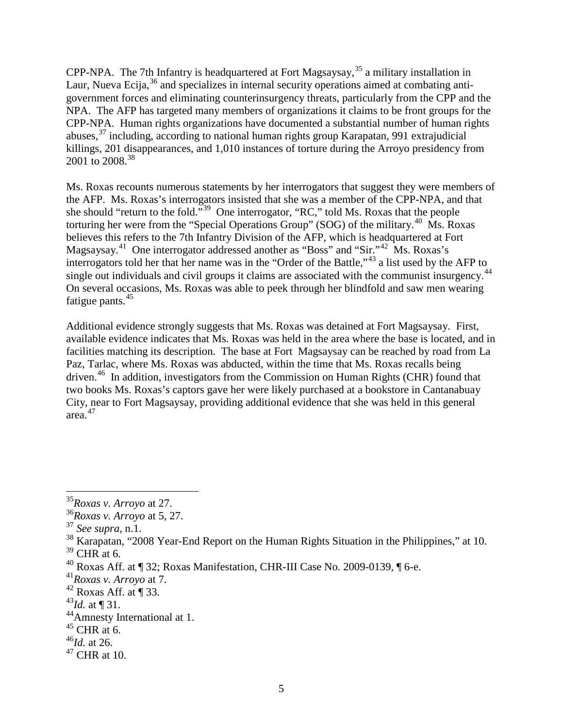CPP-NPA. The 7th Infantry is headquartered at Fort Magsaysay,[35] a military installation in Laur, Nueva Ecija,[36] and specializes in internal security operations aimed at combating anti-government forces and eliminating counterinsurgency threats, particularly from the CPP and the NPA. The AFP has targeted many members of organizations it claims to be front groups for the CPP-NPA. Human rights organizations have documented a substantial number of human rights abuses,[37] including, according to national human rights group Karapatan, 991 extrajudicial killings, 201 disappearances, and 1,010 instances of torture during the Arroyo presidency from 2001 to 2008.[38]

Ms. Roxas recounts numerous statements by her interrogators that suggest they were members of the AFP. Ms. Roxas's interrogators insisted that she was a member of the CPP-NPA, and that she should "return to the fold."[39] One interrogator, "RC," told Ms. Roxas that the people torturing her were from the "Special Operations Group" (SOG) of the military.[40] Ms. Roxas believes this refers to the 7th Infantry Division of the AFP, which is headquartered at Fort Magsaysay.[41] One interrogator addressed another as "Boss" and "Sir."[42] Ms. Roxas's interrogators told her that her name was in the "Order of the Battle,"[43] a list used by the AFP to single out individuals and civil groups it claims are associated with the communist insurgency.[44] On several occasions, Ms. Roxas was able to peek through her blindfold and saw men wearing fatigue pants.[45]

Additional evidence strongly suggests that Ms. Roxas was detained at Fort Magsaysay. First, available evidence indicates that Ms. Roxas was held in the area where the base is located, and in facilities matching its description. The base at Fort Magsaysay can be reached by road from La Paz, Tarlac, where Ms. Roxas was abducted, within the time that Ms. Roxas recalls being driven.[46] In addition, investigators from the Commission on Human Rights (CHR) found that two books Ms. Roxas's captors gave her were likely purchased at a bookstore in Cantanabuay City, near to Fort Magsaysay, providing additional evidence that she was held in this general area.[47]

---

[35] *Roxas v. Arroyo* at 27.
[36] *Roxas v. Arroyo* at 5, 27.
[37] *See supra*, n.1.
[38] Karapatan, "2008 Year-End Report on the Human Rights Situation in the Philippines," at 10.
[39] CHR at 6.
[40] Roxas Aff. at ¶ 32; Roxas Manifestation, CHR-III Case No. 2009-0139, ¶ 6-e.
[41] *Roxas v. Arroyo* at 7.
[42] Roxas Aff. at ¶ 33.
[43] *Id.* at ¶ 31.
[44] Amnesty International at 1.
[45] CHR at 6.
[46] *Id.* at 26.
[47] CHR at 10.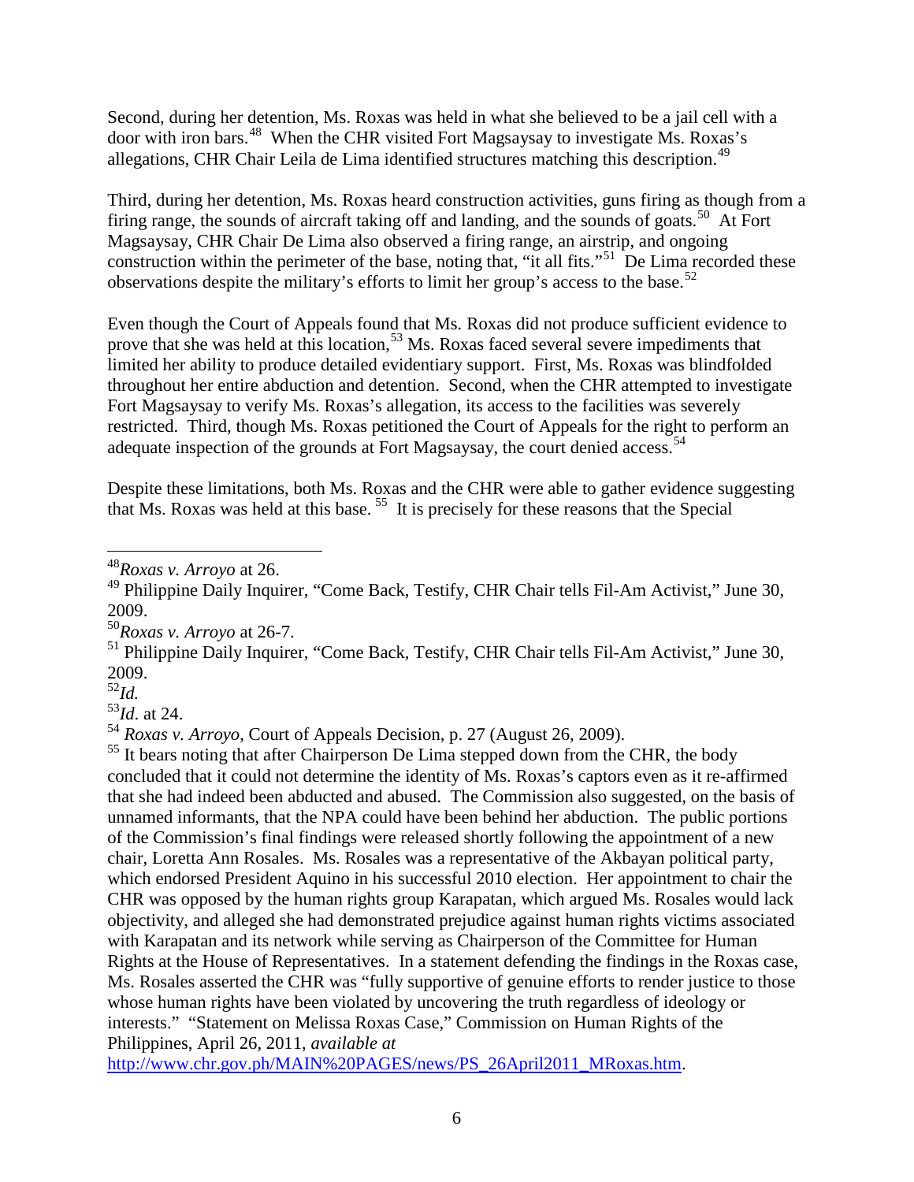Second, during her detention, Ms. Roxas was held in what she believed to be a jail cell with a door with iron bars.[48] When the CHR visited Fort Magsaysay to investigate Ms. Roxas's allegations, CHR Chair Leila de Lima identified structures matching this description.[49]

Third, during her detention, Ms. Roxas heard construction activities, guns firing as though from a firing range, the sounds of aircraft taking off and landing, and the sounds of goats.[50] At Fort Magsaysay, CHR Chair De Lima also observed a firing range, an airstrip, and ongoing construction within the perimeter of the base, noting that, "it all fits."[51] De Lima recorded these observations despite the military's efforts to limit her group's access to the base.[52]

Even though the Court of Appeals found that Ms. Roxas did not produce sufficient evidence to prove that she was held at this location,[53] Ms. Roxas faced several severe impediments that limited her ability to produce detailed evidentiary support. First, Ms. Roxas was blindfolded throughout her entire abduction and detention. Second, when the CHR attempted to investigate Fort Magsaysay to verify Ms. Roxas's allegation, its access to the facilities was severely restricted. Third, though Ms. Roxas petitioned the Court of Appeals for the right to perform an adequate inspection of the grounds at Fort Magsaysay, the court denied access.[54]

Despite these limitations, both Ms. Roxas and the CHR were able to gather evidence suggesting that Ms. Roxas was held at this base.[55] It is precisely for these reasons that the Special

---

[48] *Roxas v. Arroyo* at 26.

[49] Philippine Daily Inquirer, "Come Back, Testify, CHR Chair tells Fil-Am Activist," June 30, 2009.

[50] *Roxas v. Arroyo* at 26-7.

[51] Philippine Daily Inquirer, "Come Back, Testify, CHR Chair tells Fil-Am Activist," June 30, 2009.

[52] *Id.*

[53] *Id.* at 24.

[54] *Roxas v. Arroyo*, Court of Appeals Decision, p. 27 (August 26, 2009).

[55] It bears noting that after Chairperson De Lima stepped down from the CHR, the body concluded that it could not determine the identity of Ms. Roxas's captors even as it re-affirmed that she had indeed been abducted and abused. The Commission also suggested, on the basis of unnamed informants, that the NPA could have been behind her abduction. The public portions of the Commission's final findings were released shortly following the appointment of a new chair, Loretta Ann Rosales. Ms. Rosales was a representative of the Akbayan political party, which endorsed President Aquino in his successful 2010 election. Her appointment to chair the CHR was opposed by the human rights group Karapatan, which argued Ms. Rosales would lack objectivity, and alleged she had demonstrated prejudice against human rights victims associated with Karapatan and its network while serving as Chairperson of the Committee for Human Rights at the House of Representatives. In a statement defending the findings in the Roxas case, Ms. Rosales asserted the CHR was "fully supportive of genuine efforts to render justice to those whose human rights have been violated by uncovering the truth regardless of ideology or interests." "Statement on Melissa Roxas Case," Commission on Human Rights of the Philippines, April 26, 2011, *available at* http://www.chr.gov.ph/MAIN%20PAGES/news/PS_26April2011_MRoxas.htm.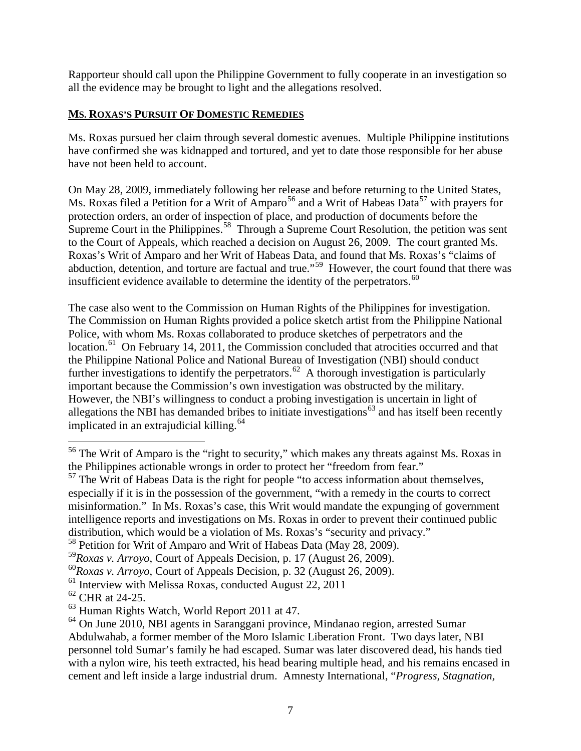Rapporteur should call upon the Philippine Government to fully cooperate in an investigation so all the evidence may be brought to light and the allegations resolved.

**MS. ROXAS'S PURSUIT OF DOMESTIC REMEDIES**

Ms. Roxas pursued her claim through several domestic avenues. Multiple Philippine institutions have confirmed she was kidnapped and tortured, and yet to date those responsible for her abuse have not been held to account.

On May 28, 2009, immediately following her release and before returning to the United States, Ms. Roxas filed a Petition for a Writ of Amparo[56] and a Writ of Habeas Data[57] with prayers for protection orders, an order of inspection of place, and production of documents before the Supreme Court in the Philippines.[58] Through a Supreme Court Resolution, the petition was sent to the Court of Appeals, which reached a decision on August 26, 2009. The court granted Ms. Roxas's Writ of Amparo and her Writ of Habeas Data, and found that Ms. Roxas's "claims of abduction, detention, and torture are factual and true."[59] However, the court found that there was insufficient evidence available to determine the identity of the perpetrators.[60]

The case also went to the Commission on Human Rights of the Philippines for investigation. The Commission on Human Rights provided a police sketch artist from the Philippine National Police, with whom Ms. Roxas collaborated to produce sketches of perpetrators and the location.[61] On February 14, 2011, the Commission concluded that atrocities occurred and that the Philippine National Police and National Bureau of Investigation (NBI) should conduct further investigations to identify the perpetrators.[62] A thorough investigation is particularly important because the Commission's own investigation was obstructed by the military. However, the NBI's willingness to conduct a probing investigation is uncertain in light of allegations the NBI has demanded bribes to initiate investigations[63] and has itself been recently implicated in an extrajudicial killing.[64]

---

[56] The Writ of Amparo is the "right to security," which makes any threats against Ms. Roxas in the Philippines actionable wrongs in order to protect her "freedom from fear."

[57] The Writ of Habeas Data is the right for people "to access information about themselves, especially if it is in the possession of the government, "with a remedy in the courts to correct misinformation." In Ms. Roxas's case, this Writ would mandate the expunging of government intelligence reports and investigations on Ms. Roxas in order to prevent their continued public distribution, which would be a violation of Ms. Roxas's "security and privacy."

[58] Petition for Writ of Amparo and Writ of Habeas Data (May 28, 2009).

[59] *Roxas v. Arroyo*, Court of Appeals Decision, p. 17 (August 26, 2009).

[60] *Roxas v. Arroyo*, Court of Appeals Decision, p. 32 (August 26, 2009).

[61] Interview with Melissa Roxas, conducted August 22, 2011

[62] CHR at 24-25.

[63] Human Rights Watch, World Report 2011 at 47.

[64] On June 2010, NBI agents in Saranggani province, Mindanao region, arrested Sumar Abdulwahab, a former member of the Moro Islamic Liberation Front. Two days later, NBI personnel told Sumar's family he had escaped. Sumar was later discovered dead, his hands tied with a nylon wire, his teeth extracted, his head bearing multiple head, and his remains encased in cement and left inside a large industrial drum. Amnesty International, "*Progress, Stagnation,*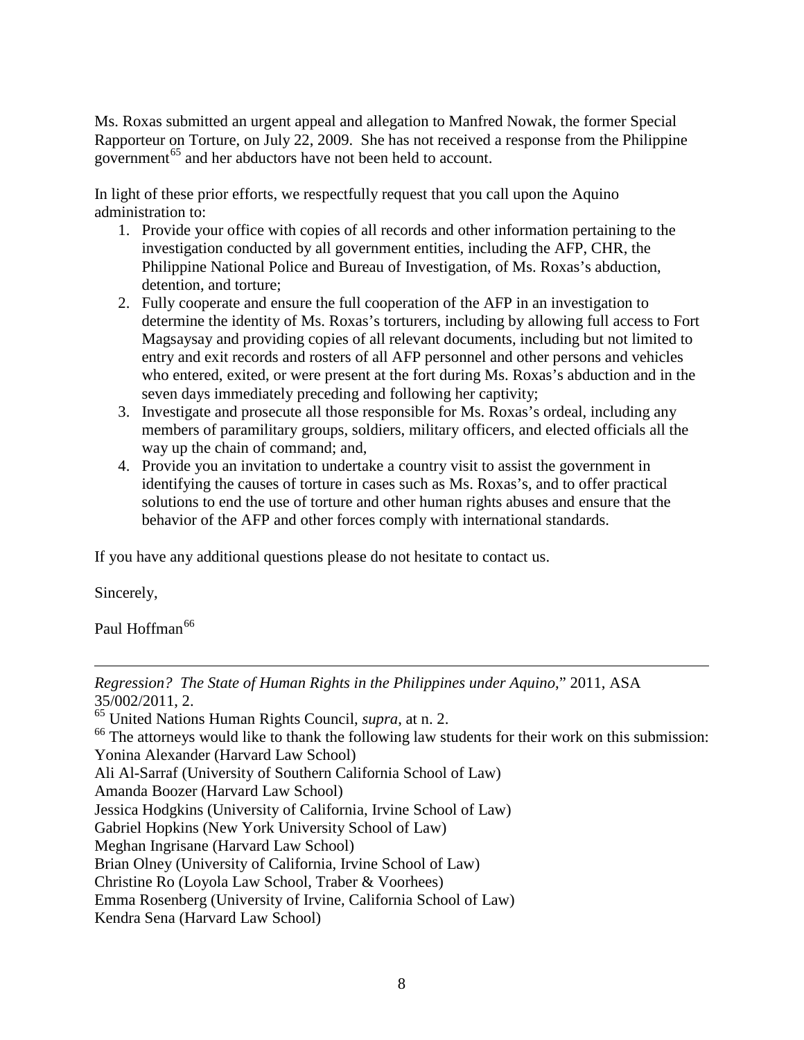Ms. Roxas submitted an urgent appeal and allegation to Manfred Nowak, the former Special Rapporteur on Torture, on July 22, 2009. She has not received a response from the Philippine government[65] and her abductors have not been held to account.

In light of these prior efforts, we respectfully request that you call upon the Aquino administration to:

1. Provide your office with copies of all records and other information pertaining to the investigation conducted by all government entities, including the AFP, CHR, the Philippine National Police and Bureau of Investigation, of Ms. Roxas's abduction, detention, and torture;
2. Fully cooperate and ensure the full cooperation of the AFP in an investigation to determine the identity of Ms. Roxas's torturers, including by allowing full access to Fort Magsaysay and providing copies of all relevant documents, including but not limited to entry and exit records and rosters of all AFP personnel and other persons and vehicles who entered, exited, or were present at the fort during Ms. Roxas's abduction and in the seven days immediately preceding and following her captivity;
3. Investigate and prosecute all those responsible for Ms. Roxas's ordeal, including any members of paramilitary groups, soldiers, military officers, and elected officials all the way up the chain of command; and,
4. Provide you an invitation to undertake a country visit to assist the government in identifying the causes of torture in cases such as Ms. Roxas's, and to offer practical solutions to end the use of torture and other human rights abuses and ensure that the behavior of the AFP and other forces comply with international standards.

If you have any additional questions please do not hesitate to contact us.

Sincerely,

Paul Hoffman[66]

---

*Regression? The State of Human Rights in the Philippines under Aquino*," 2011, ASA 35/002/2011, 2.

[65] United Nations Human Rights Council, *supra*, at n. 2.

[66] The attorneys would like to thank the following law students for their work on this submission:
Yonina Alexander (Harvard Law School)
Ali Al-Sarraf (University of Southern California School of Law)
Amanda Boozer (Harvard Law School)
Jessica Hodgkins (University of California, Irvine School of Law)
Gabriel Hopkins (New York University School of Law)
Meghan Ingrisane (Harvard Law School)
Brian Olney (University of California, Irvine School of Law)
Christine Ro (Loyola Law School, Traber & Voorhees)
Emma Rosenberg (University of Irvine, California School of Law)
Kendra Sena (Harvard Law School)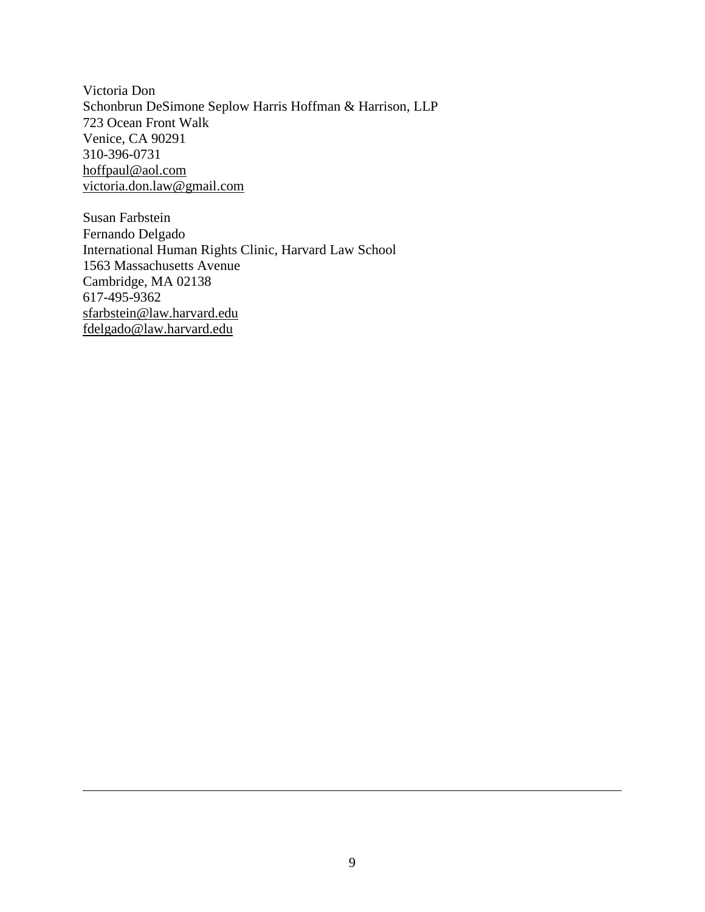Victoria Don
Schonbrun DeSimone Seplow Harris Hoffman & Harrison, LLP
723 Ocean Front Walk
Venice, CA 90291
310-396-0731
hoffpaul@aol.com
victoria.don.law@gmail.com

Susan Farbstein
Fernando Delgado
International Human Rights Clinic, Harvard Law School
1563 Massachusetts Avenue
Cambridge, MA 02138
617-495-9362
sfarbstein@law.harvard.edu
fdelgado@law.harvard.edu